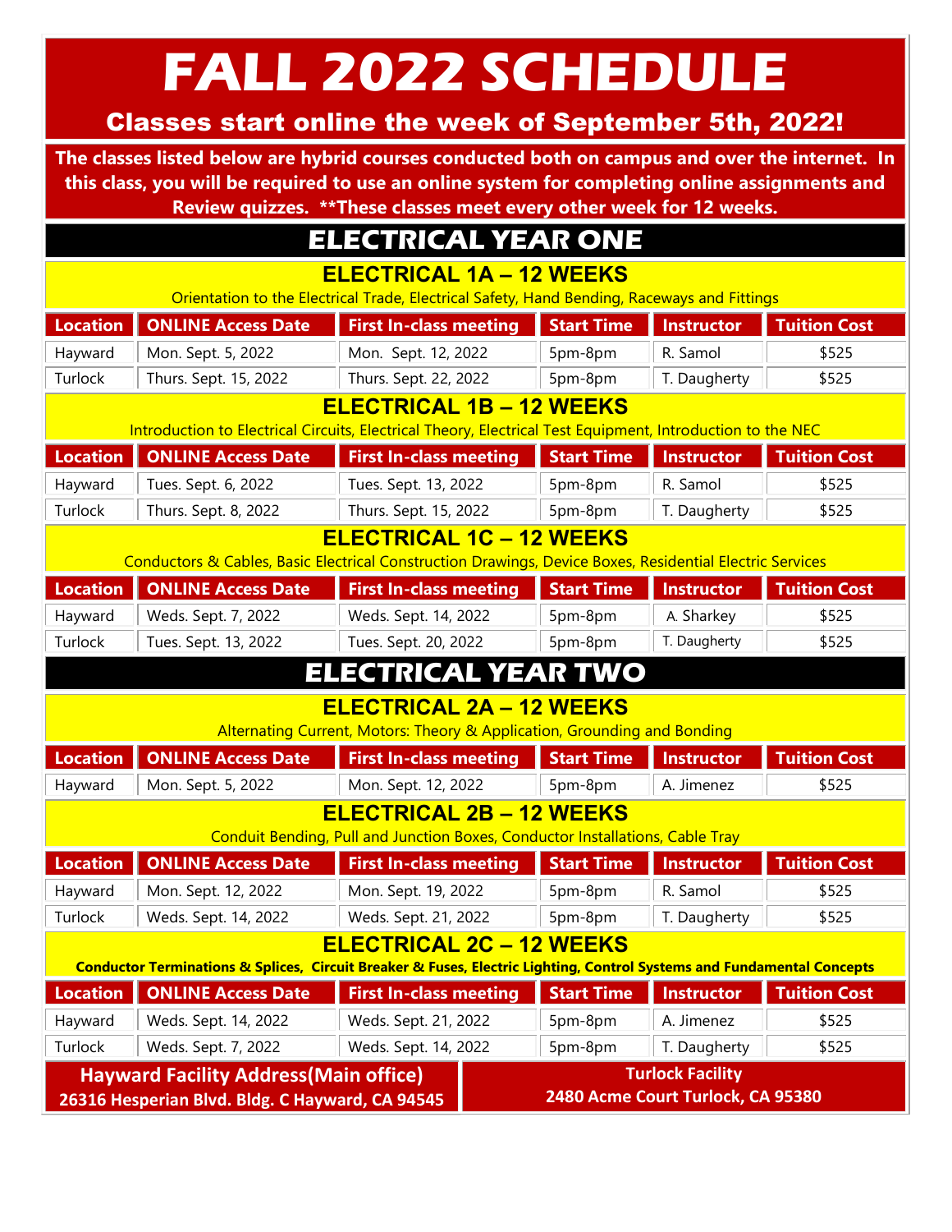# FALL 2022 SCHEDULE

**Classes start online the week of September 5th, 2022!**

**The classes listed below are hybrid courses conducted both on campus and over the internet. In this class, you will be required to use an online system for completing online assignments and Review quizzes. **These classes meet every other week for 12 weeks.**

## ELECTRICAL YEAR ONE

### ELECTRICAL 1A – 12 WEEKS

Orientation to the Electrical Trade, Electrical Safety, Hand Bending, Raceways and Fittings

| Location | ONLINE Access Date | First In-class meeting | Start Time | Instructor | Tuition Cost |
|---|---|---|---|---|---|
| Hayward | Mon. Sept. 5, 2022 | Mon. Sept. 12, 2022 | 5pm-8pm | R. Samol | $525 |
| Turlock | Thurs. Sept. 15, 2022 | Thurs. Sept. 22, 2022 | 5pm-8pm | T. Daugherty | $525 |

### ELECTRICAL 1B – 12 WEEKS

Introduction to Electrical Circuits, Electrical Theory, Electrical Test Equipment, Introduction to the NEC

| Location | ONLINE Access Date | First In-class meeting | Start Time | Instructor | Tuition Cost |
|---|---|---|---|---|---|
| Hayward | Tues. Sept. 6, 2022 | Tues. Sept. 13, 2022 | 5pm-8pm | R. Samol | $525 |
| Turlock | Thurs. Sept. 8, 2022 | Thurs. Sept. 15, 2022 | 5pm-8pm | T. Daugherty | $525 |

### ELECTRICAL 1C – 12 WEEKS

Conductors & Cables, Basic Electrical Construction Drawings, Device Boxes, Residential Electric Services

| Location | ONLINE Access Date | First In-class meeting | Start Time | Instructor | Tuition Cost |
|---|---|---|---|---|---|
| Hayward | Weds. Sept. 7, 2022 | Weds. Sept. 14, 2022 | 5pm-8pm | A. Sharkey | $525 |
| Turlock | Tues. Sept. 13, 2022 | Tues. Sept. 20, 2022 | 5pm-8pm | T. Daugherty | $525 |

## ELECTRICAL YEAR TWO

### ELECTRICAL 2A – 12 WEEKS

Alternating Current, Motors: Theory & Application, Grounding and Bonding

| Location | ONLINE Access Date | First In-class meeting | Start Time | Instructor | Tuition Cost |
|---|---|---|---|---|---|
| Hayward | Mon. Sept. 5, 2022 | Mon. Sept. 12, 2022 | 5pm-8pm | A. Jimenez | $525 |

### ELECTRICAL 2B – 12 WEEKS

Conduit Bending, Pull and Junction Boxes, Conductor Installations, Cable Tray

| Location | ONLINE Access Date | First In-class meeting | Start Time | Instructor | Tuition Cost |
|---|---|---|---|---|---|
| Hayward | Mon. Sept. 12, 2022 | Mon. Sept. 19, 2022 | 5pm-8pm | R. Samol | $525 |
| Turlock | Weds. Sept. 14, 2022 | Weds. Sept. 21, 2022 | 5pm-8pm | T. Daugherty | $525 |

### ELECTRICAL 2C – 12 WEEKS

**Conductor Terminations & Splices, Circuit Breaker & Fuses, Electric Lighting, Control Systems and Fundamental Concepts**

| Location | ONLINE Access Date | First In-class meeting | Start Time | Instructor | Tuition Cost |
|---|---|---|---|---|---|
| Hayward | Weds. Sept. 14, 2022 | Weds. Sept. 21, 2022 | 5pm-8pm | A. Jimenez | $525 |
| Turlock | Weds. Sept. 7, 2022 | Weds. Sept. 14, 2022 | 5pm-8pm | T. Daugherty | $525 |

**Hayward Facility Address(Main office)**
**26316 Hesperian Blvd. Bldg. C Hayward, CA 94545**

**Turlock Facility**
**2480 Acme Court Turlock, CA 95380**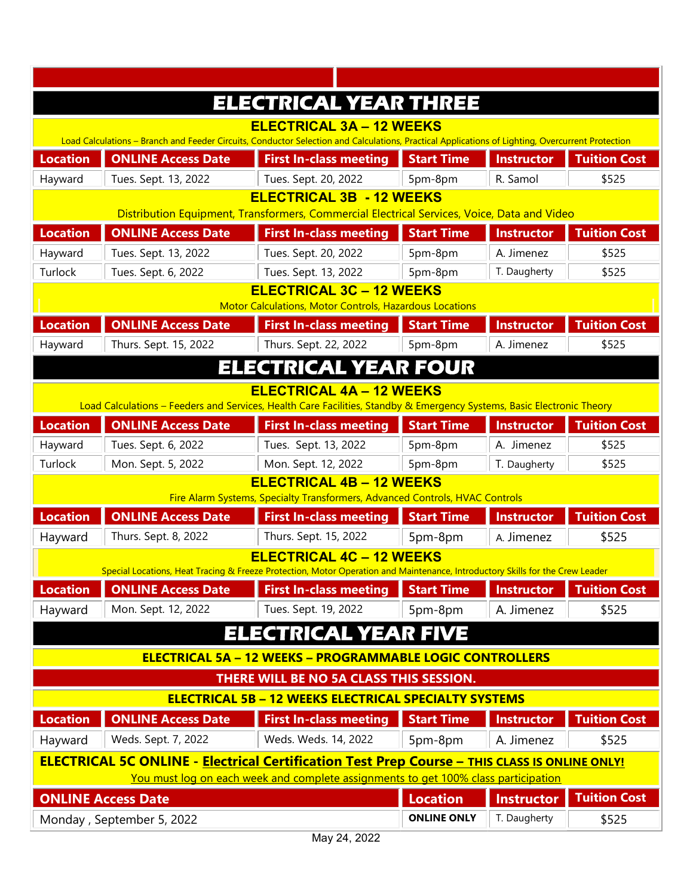# ELECTRICAL YEAR THREE

## ELECTRICAL 3A – 12 WEEKS

Load Calculations – Branch and Feeder Circuits, Conductor Selection and Calculations, Practical Applications of Lighting, Overcurrent Protection

| Location | ONLINE Access Date | First In-class meeting | Start Time | Instructor | Tuition Cost |
|---|---|---|---|---|---|
| Hayward | Tues. Sept. 13, 2022 | Tues. Sept. 20, 2022 | 5pm-8pm | R. Samol | $525 |

## ELECTRICAL 3B - 12 WEEKS

Distribution Equipment, Transformers, Commercial Electrical Services, Voice, Data and Video

| Location | ONLINE Access Date | First In-class meeting | Start Time | Instructor | Tuition Cost |
|---|---|---|---|---|---|
| Hayward | Tues. Sept. 13, 2022 | Tues. Sept. 20, 2022 | 5pm-8pm | A. Jimenez | $525 |
| Turlock | Tues. Sept. 6, 2022 | Tues. Sept. 13, 2022 | 5pm-8pm | T. Daugherty | $525 |

## ELECTRICAL 3C – 12 WEEKS

Motor Calculations, Motor Controls, Hazardous Locations

| Location | ONLINE Access Date | First In-class meeting | Start Time | Instructor | Tuition Cost |
|---|---|---|---|---|---|
| Hayward | Thurs. Sept. 15, 2022 | Thurs. Sept. 22, 2022 | 5pm-8pm | A. Jimenez | $525 |

# ELECTRICAL YEAR FOUR

## ELECTRICAL 4A – 12 WEEKS

Load Calculations – Feeders and Services, Health Care Facilities, Standby & Emergency Systems, Basic Electronic Theory

| Location | ONLINE Access Date | First In-class meeting | Start Time | Instructor | Tuition Cost |
|---|---|---|---|---|---|
| Hayward | Tues. Sept. 6, 2022 | Tues. Sept. 13, 2022 | 5pm-8pm | A. Jimenez | $525 |
| Turlock | Mon. Sept. 5, 2022 | Mon. Sept. 12, 2022 | 5pm-8pm | T. Daugherty | $525 |

## ELECTRICAL 4B – 12 WEEKS

Fire Alarm Systems, Specialty Transformers, Advanced Controls, HVAC Controls

| Location | ONLINE Access Date | First In-class meeting | Start Time | Instructor | Tuition Cost |
|---|---|---|---|---|---|
| Hayward | Thurs. Sept. 8, 2022 | Thurs. Sept. 15, 2022 | 5pm-8pm | A. Jimenez | $525 |

## ELECTRICAL 4C – 12 WEEKS

Special Locations, Heat Tracing & Freeze Protection, Motor Operation and Maintenance, Introductory Skills for the Crew Leader

| Location | ONLINE Access Date | First In-class meeting | Start Time | Instructor | Tuition Cost |
|---|---|---|---|---|---|
| Hayward | Mon. Sept. 12, 2022 | Tues. Sept. 19, 2022 | 5pm-8pm | A. Jimenez | $525 |

# ELECTRICAL YEAR FIVE

## ELECTRICAL 5A – 12 WEEKS – PROGRAMMABLE LOGIC CONTROLLERS

**THERE WILL BE NO 5A CLASS THIS SESSION.**

## ELECTRICAL 5B – 12 WEEKS ELECTRICAL SPECIALTY SYSTEMS

| Location | ONLINE Access Date | First In-class meeting | Start Time | Instructor | Tuition Cost |
|---|---|---|---|---|---|
| Hayward | Weds. Sept. 7, 2022 | Weds. Weds. 14, 2022 | 5pm-8pm | A. Jimenez | $525 |

## ELECTRICAL 5C ONLINE - Electrical Certification Test Prep Course – THIS CLASS IS ONLINE ONLY!

You must log on each week and complete assignments to get 100% class participation

| ONLINE Access Date | Location | Instructor | Tuition Cost |
|---|---|---|---|
| Monday , September 5, 2022 | ONLINE ONLY | T. Daugherty | $525 |

May 24, 2022